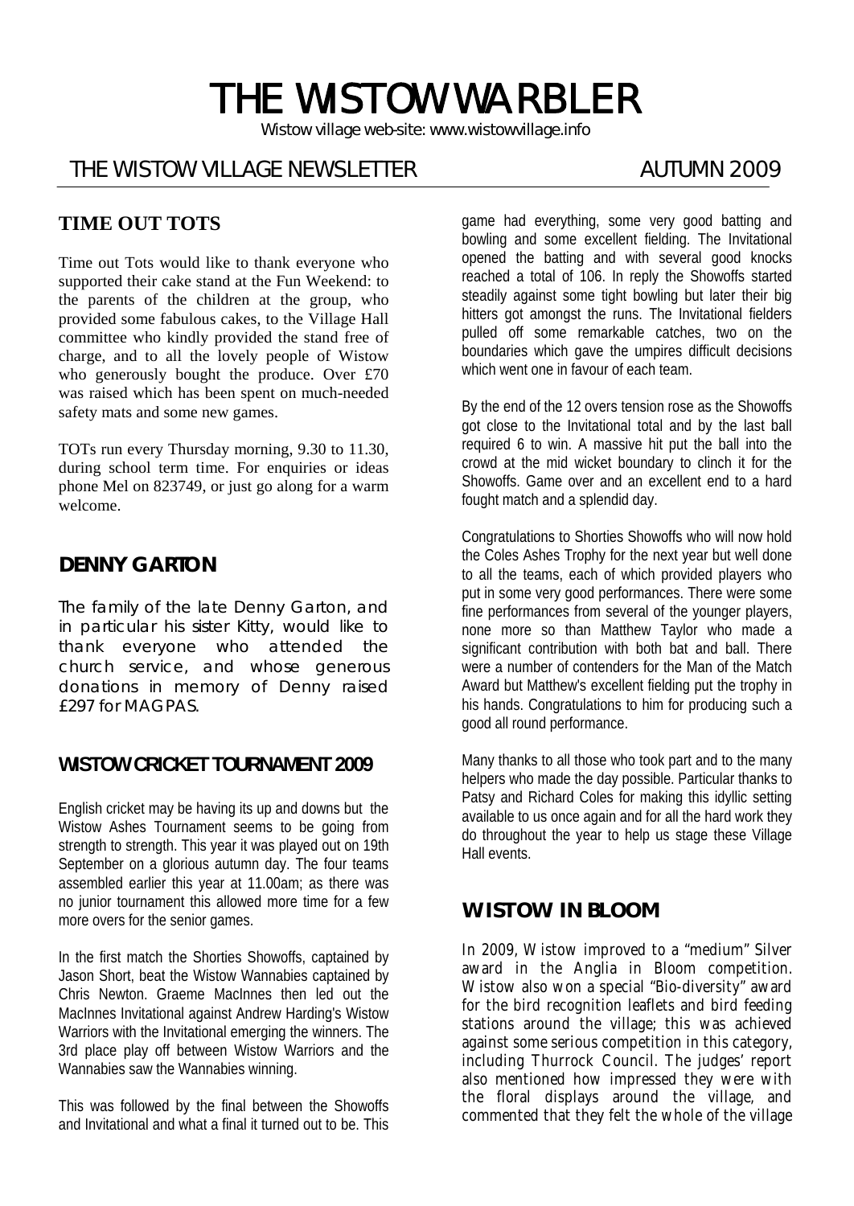# THE WISTOW WARBLER

Wistow village web-site: www.wistowvillage.info

THE WISTOW VILLAGE NEWSLETTER AUTUMN 2009

## TIME OUT TOTS

Time out Tots would like to thank everyone who supported their cake stand at the Fun Weekend: to the parents of the children at the group, who provided some fabulous cakes, to the Village Hall committee who kindly provided the stand free of charge, and to all the lovely people of Wistow who generously bought the produce. Over £70 was raised which has been spent on much-needed safety mats and some new games.

TOTs run every Thursday morning, 9.30 to 11.30, during school term time. For enquiries or ideas phone Mel on 823749, or just go along for a warm welcome.

## DENNY GARTON

The family of the late Denny Garton, and in particular his sister Kitty, would like to thank everyone who attended the church service, and whose generous donations in memory of Denny raised £297 for MAGPAS.

## WISTOW CRICKET TOURNAMENT 2009

English cricket may be having its up and downs but the Wistow Ashes Tournament seems to be going from strength to strength. This year it was played out on 19th September on a glorious autumn day. The four teams assembled earlier this year at 11.00am; as there was no junior tournament this allowed more time for a few more overs for the senior games.

In the first match the Shorties Showoffs, captained by Jason Short, beat the Wistow Wannabies captained by Chris Newton. Graeme MacInnes then led out the MacInnes Invitational against Andrew Harding's Wistow Warriors with the Invitational emerging the winners. The 3rd place play off between Wistow Warriors and the Wannabies saw the Wannabies winning.

This was followed by the final between the Showoffs and Invitational and what a final it turned out to be. This game had everything, some very good batting and bowling and some excellent fielding. The Invitational opened the batting and with several good knocks reached a total of 106. In reply the Showoffs started steadily against some tight bowling but later their big hitters got amongst the runs. The Invitational fielders pulled off some remarkable catches, two on the boundaries which gave the umpires difficult decisions which went one in favour of each team.

By the end of the 12 overs tension rose as the Showoffs got close to the Invitational total and by the last ball required 6 to win. A massive hit put the ball into the crowd at the mid wicket boundary to clinch it for the Showoffs. Game over and an excellent end to a hard fought match and a splendid day.

Congratulations to Shorties Showoffs who will now hold the Coles Ashes Trophy for the next year but well done to all the teams, each of which provided players who put in some very good performances. There were some fine performances from several of the younger players, none more so than Matthew Taylor who made a significant contribution with both bat and ball. There were a number of contenders for the Man of the Match Award but Matthew's excellent fielding put the trophy in his hands. Congratulations to him for producing such a good all round performance.

Many thanks to all those who took part and to the many helpers who made the day possible. Particular thanks to Patsy and Richard Coles for making this idyllic setting available to us once again and for all the hard work they do throughout the year to help us stage these Village Hall events.

## WISTOW IN BLOOM

In 2009, Wistow improved to a "medium" Silver award in the Anglia in Bloom competition. Wistow also won a special "Bio-diversity" award for the bird recognition leaflets and bird feeding stations around the village; this was achieved against some serious competition in this category, including Thurrock Council. The judges' report also mentioned how impressed they were with the floral displays around the village, and commented that they felt the whole of the village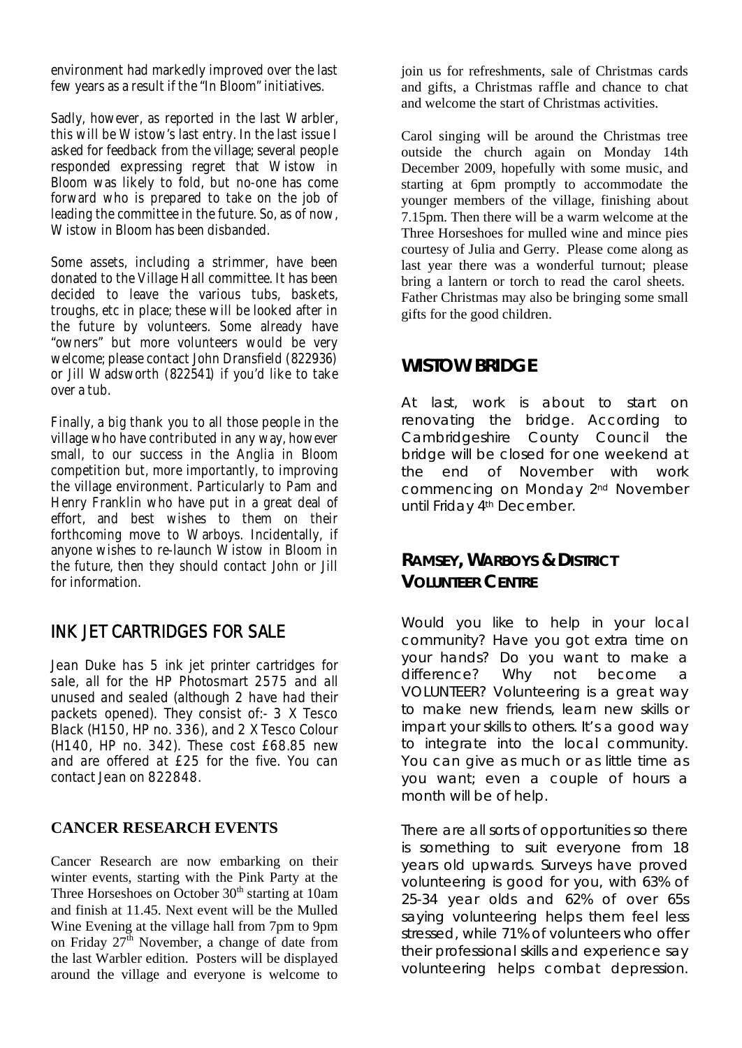environment had markedly improved over the last few years as a result if the "In Bloom" initiatives.

Sadly, however, as reported in the last Warbler, this will be Wistow's last entry. In the last issue I asked for feedback from the village; several people responded expressing regret that Wistow in Bloom was likely to fold, but no-one has come forward who is prepared to take on the job of leading the committee in the future. So, as of now, Wistow in Bloom has been disbanded.

Some assets, including a strimmer, have been donated to the Village Hall committee. It has been decided to leave the various tubs, baskets, troughs, etc in place; these will be looked after in the future by volunteers. Some already have "owners" but more volunteers would be very welcome; please contact John Dransfield (822936) or Jill Wadsworth (822541) if you'd like to take over a tub.

Finally, a big thank you to all those people in the village who have contributed in any way, however small, to our success in the Anglia in Bloom competition but, more importantly, to improving the village environment. Particularly to Pam and Henry Franklin who have put in a great deal of effort, and best wishes to them on their forthcoming move to Warboys. Incidentally, if anyone wishes to re-launch Wistow in Bloom in the future, then they should contact John or Jill for information.

## INK JET CARTRIDGES FOR SALE

Jean Duke has 5 ink jet printer cartridges for sale, all for the HP Photosmart 2575 and all unused and sealed (although 2 have had their packets opened). They consist of:- 3 X Tesco Black (H150, HP no. 336), and 2 X Tesco Colour (H140, HP no. 342). These cost £68.85 new and are offered at £25 for the five. You can contact Jean on 822848.

### CANCER RESEARCH EVENTS

Cancer Research are now embarking on their winter events, starting with the Pink Party at the Three Horseshoes on October 30th starting at 10am and finish at 11.45. Next event will be the Mulled Wine Evening at the village hall from 7pm to 9pm on Friday 27th November, a change of date from the last Warbler edition. Posters will be displayed around the village and everyone is welcome to join us for refreshments, sale of Christmas cards and gifts, a Christmas raffle and chance to chat and welcome the start of Christmas activities.

Carol singing will be around the Christmas tree outside the church again on Monday 14th December 2009, hopefully with some music, and starting at 6pm promptly to accommodate the younger members of the village, finishing about 7.15pm. Then there will be a warm welcome at the Three Horseshoes for mulled wine and mince pies courtesy of Julia and Gerry. Please come along as last year there was a wonderful turnout; please bring a lantern or torch to read the carol sheets. Father Christmas may also be bringing some small gifts for the good children.

## WISTOW BRIDGE

At last, work is about to start on renovating the bridge. According to Cambridgeshire County Council the bridge will be closed for one weekend at the end of November with work commencing on Monday 2nd November until Friday 4th December.

## RAMSEY, WARBOYS & DISTRICT VOLUNTEER CENTRE

Would you like to help in your local community? Have you got extra time on your hands? Do you want to make a difference? Why not become a VOLUNTEER? Volunteering is a great way to make new friends, learn new skills or impart your skills to others. It's a good way to integrate into the local community. You can give as much or as little time as you want; even a couple of hours a month will be of help.

There are all sorts of opportunities so there is something to suit everyone from 18 years old upwards. Surveys have proved volunteering is good for you, with 63% of 25-34 year olds and 62% of over 65s saying volunteering helps them feel less stressed, while 71% of volunteers who offer their professional skills and experience say volunteering helps combat depression.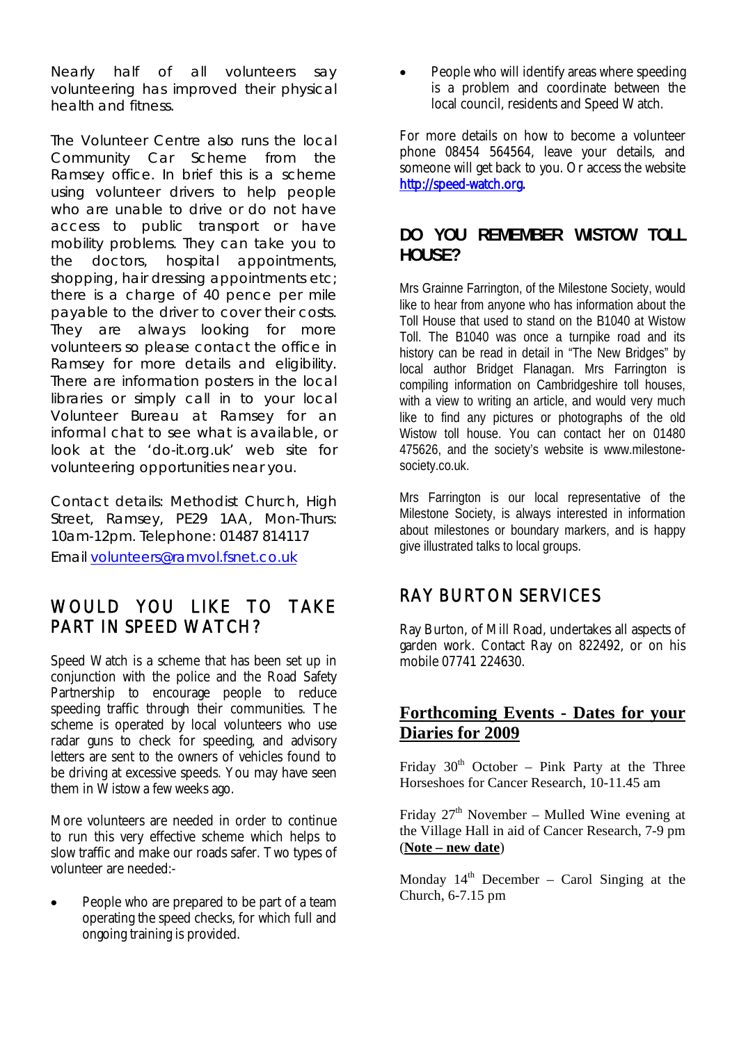Nearly half of all volunteers say volunteering has improved their physical health and fitness.

The Volunteer Centre also runs the local Community Car Scheme from the Ramsey office. In brief this is a scheme using volunteer drivers to help people who are unable to drive or do not have access to public transport or have mobility problems. They can take you to the doctors, hospital appointments, shopping, hair dressing appointments etc; there is a charge of 40 pence per mile payable to the driver to cover their costs. They are always looking for more volunteers so please contact the office in Ramsey for more details and eligibility. There are information posters in the local libraries or simply call in to your local Volunteer Bureau at Ramsey for an informal chat to see what is available, or look at the 'do-it.org.uk' web site for volunteering opportunities near you.

Contact details: Methodist Church, High Street, Ramsey, PE29 1AA, Mon-Thurs: 10am-12pm. Telephone: 01487 814117

Email volunteers@ramvol.fsnet.co.uk

## WOULD YOU LIKE TO TAKE PART IN SPEED WATCH?

Speed Watch is a scheme that has been set up in conjunction with the police and the Road Safety Partnership to encourage people to reduce speeding traffic through their communities. The scheme is operated by local volunteers who use radar guns to check for speeding, and advisory letters are sent to the owners of vehicles found to be driving at excessive speeds. You may have seen them in Wistow a few weeks ago.

More volunteers are needed in order to continue to run this very effective scheme which helps to slow traffic and make our roads safer. Two types of volunteer are needed:-

- People who are prepared to be part of a team operating the speed checks, for which full and ongoing training is provided.
- People who will identify areas where speeding is a problem and coordinate between the local council, residents and Speed Watch.

For more details on how to become a volunteer phone 08454 564564, leave your details, and someone will get back to you. Or access the website http://speed-watch.org.

## DO YOU REMEMBER WISTOW TOLL HOUSE?

Mrs Grainne Farrington, of the Milestone Society, would like to hear from anyone who has information about the Toll House that used to stand on the B1040 at Wistow Toll. The B1040 was once a turnpike road and its history can be read in detail in "The New Bridges" by local author Bridget Flanagan. Mrs Farrington is compiling information on Cambridgeshire toll houses, with a view to writing an article, and would very much like to find any pictures or photographs of the old Wistow toll house. You can contact her on 01480 475626, and the society's website is www.milestone-society.co.uk.

Mrs Farrington is our local representative of the Milestone Society, is always interested in information about milestones or boundary markers, and is happy give illustrated talks to local groups.

## RAY BURTON SERVICES

Ray Burton, of Mill Road, undertakes all aspects of garden work. Contact Ray on 822492, or on his mobile 07741 224630.

## Forthcoming Events - Dates for your Diaries for 2009

Friday 30th October – Pink Party at the Three Horseshoes for Cancer Research, 10-11.45 am

Friday 27th November – Mulled Wine evening at the Village Hall in aid of Cancer Research, 7-9 pm (**Note – new date**)

Monday 14th December – Carol Singing at the Church, 6-7.15 pm